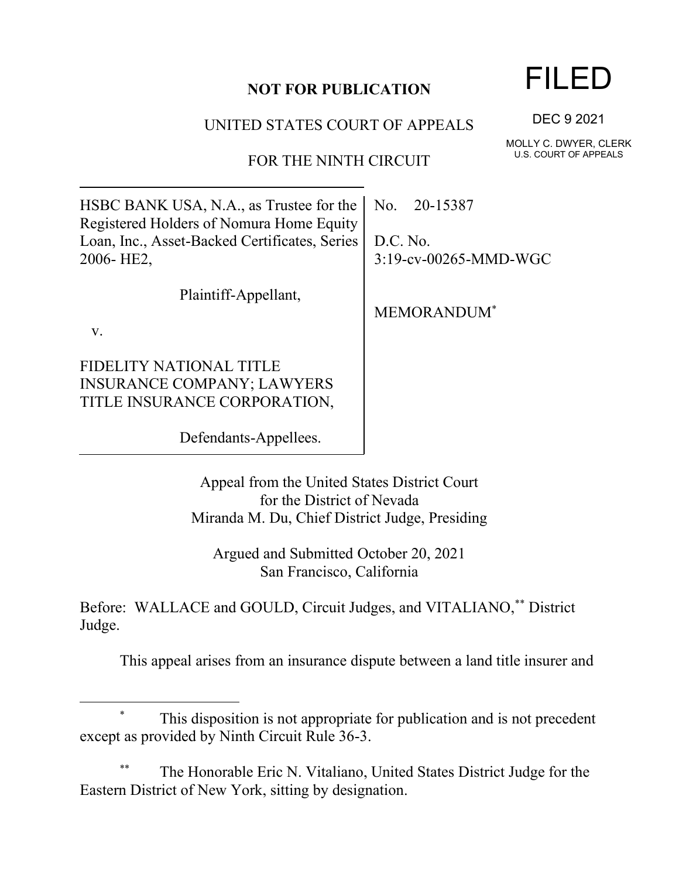**NOT FOR PUBLICATION**

FILED

DEC 9 2021

MOLLY C. DWYER, CLERK
U.S. COURT OF APPEALS

UNITED STATES COURT OF APPEALS

FOR THE NINTH CIRCUIT

| | |
|---|---|
| HSBC BANK USA, N.A., as Trustee for the Registered Holders of Nomura Home Equity Loan, Inc., Asset-Backed Certificates, Series 2006- HE2,<br><br>Plaintiff-Appellant,<br><br>v.<br><br>FIDELITY NATIONAL TITLE INSURANCE COMPANY; LAWYERS TITLE INSURANCE CORPORATION,<br><br>Defendants-Appellees. | No. 20-15387<br><br>D.C. No. 3:19-cv-00265-MMD-WGC<br><br>MEMORANDUM* |

Appeal from the United States District Court
for the District of Nevada
Miranda M. Du, Chief District Judge, Presiding

Argued and Submitted October 20, 2021
San Francisco, California

Before: WALLACE and GOULD, Circuit Judges, and VITALIANO,** District Judge.

This appeal arises from an insurance dispute between a land title insurer and

---

\* This disposition is not appropriate for publication and is not precedent except as provided by Ninth Circuit Rule 36-3.

\*\* The Honorable Eric N. Vitaliano, United States District Judge for the Eastern District of New York, sitting by designation.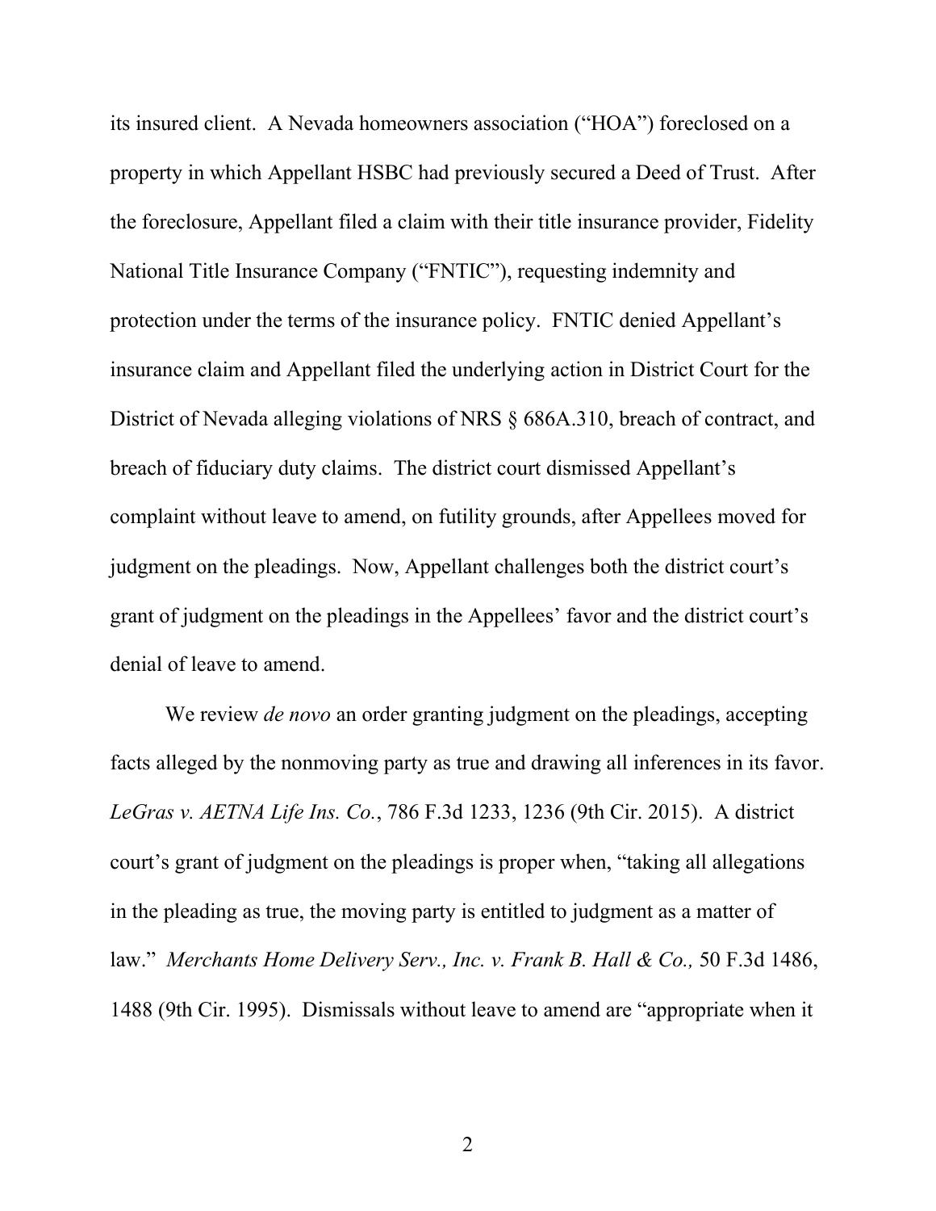its insured client. A Nevada homeowners association ("HOA") foreclosed on a property in which Appellant HSBC had previously secured a Deed of Trust. After the foreclosure, Appellant filed a claim with their title insurance provider, Fidelity National Title Insurance Company ("FNTIC"), requesting indemnity and protection under the terms of the insurance policy. FNTIC denied Appellant's insurance claim and Appellant filed the underlying action in District Court for the District of Nevada alleging violations of NRS § 686A.310, breach of contract, and breach of fiduciary duty claims. The district court dismissed Appellant's complaint without leave to amend, on futility grounds, after Appellees moved for judgment on the pleadings. Now, Appellant challenges both the district court's grant of judgment on the pleadings in the Appellees' favor and the district court's denial of leave to amend.

We review *de novo* an order granting judgment on the pleadings, accepting facts alleged by the nonmoving party as true and drawing all inferences in its favor. *LeGras v. AETNA Life Ins. Co.*, 786 F.3d 1233, 1236 (9th Cir. 2015). A district court's grant of judgment on the pleadings is proper when, "taking all allegations in the pleading as true, the moving party is entitled to judgment as a matter of law." *Merchants Home Delivery Serv., Inc. v. Frank B. Hall & Co.,* 50 F.3d 1486, 1488 (9th Cir. 1995). Dismissals without leave to amend are "appropriate when it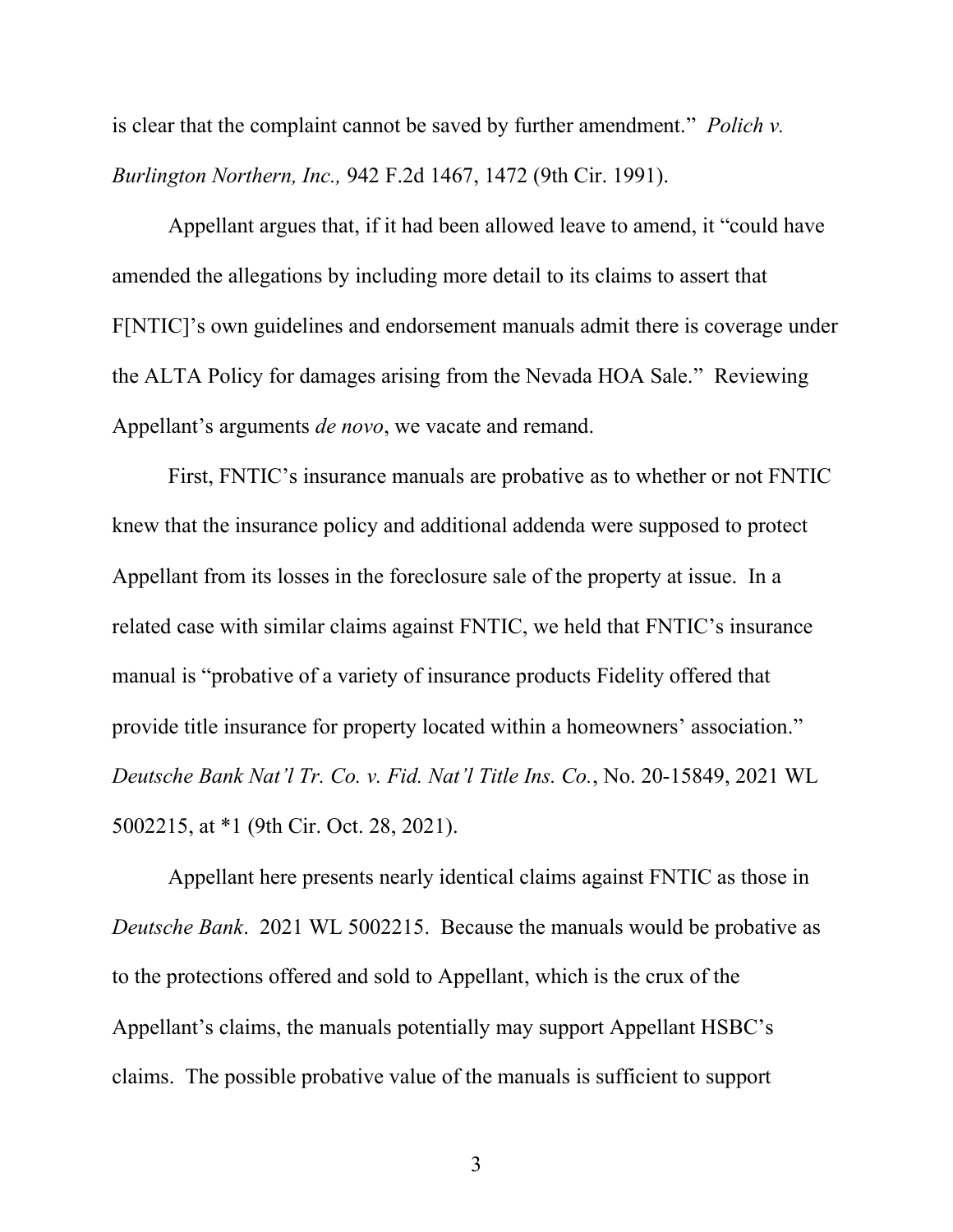is clear that the complaint cannot be saved by further amendment." *Polich v. Burlington Northern, Inc.,* 942 F.2d 1467, 1472 (9th Cir. 1991).

Appellant argues that, if it had been allowed leave to amend, it "could have amended the allegations by including more detail to its claims to assert that F[NTIC]'s own guidelines and endorsement manuals admit there is coverage under the ALTA Policy for damages arising from the Nevada HOA Sale." Reviewing Appellant's arguments *de novo*, we vacate and remand.

First, FNTIC's insurance manuals are probative as to whether or not FNTIC knew that the insurance policy and additional addenda were supposed to protect Appellant from its losses in the foreclosure sale of the property at issue. In a related case with similar claims against FNTIC, we held that FNTIC's insurance manual is "probative of a variety of insurance products Fidelity offered that provide title insurance for property located within a homeowners' association." *Deutsche Bank Nat'l Tr. Co. v. Fid. Nat'l Title Ins. Co.*, No. 20-15849, 2021 WL 5002215, at *1 (9th Cir. Oct. 28, 2021).

Appellant here presents nearly identical claims against FNTIC as those in *Deutsche Bank*. 2021 WL 5002215. Because the manuals would be probative as to the protections offered and sold to Appellant, which is the crux of the Appellant's claims, the manuals potentially may support Appellant HSBC's claims. The possible probative value of the manuals is sufficient to support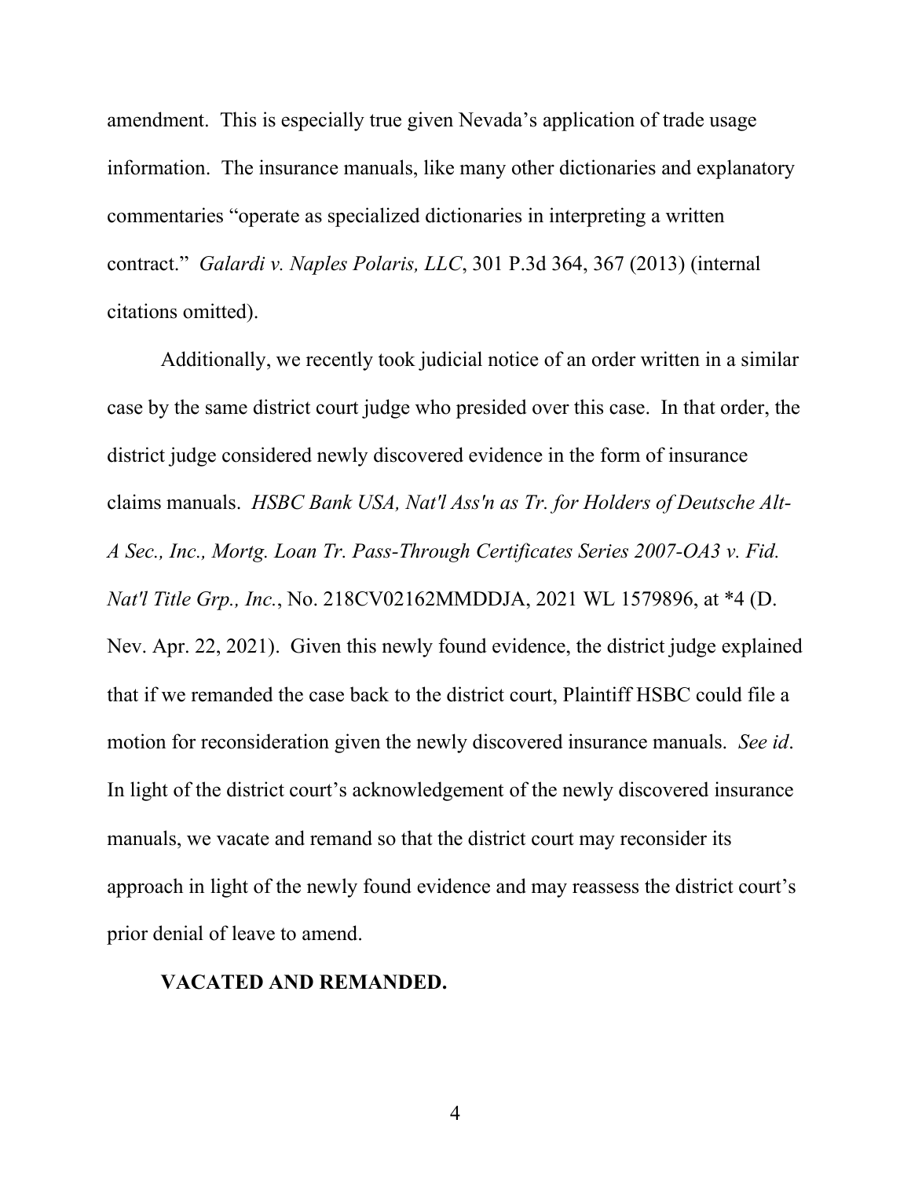amendment. This is especially true given Nevada's application of trade usage information. The insurance manuals, like many other dictionaries and explanatory commentaries "operate as specialized dictionaries in interpreting a written contract." *Galardi v. Naples Polaris, LLC*, 301 P.3d 364, 367 (2013) (internal citations omitted).

Additionally, we recently took judicial notice of an order written in a similar case by the same district court judge who presided over this case. In that order, the district judge considered newly discovered evidence in the form of insurance claims manuals. *HSBC Bank USA, Nat'l Ass'n as Tr. for Holders of Deutsche Alt-A Sec., Inc., Mortg. Loan Tr. Pass-Through Certificates Series 2007-OA3 v. Fid. Nat'l Title Grp., Inc.*, No. 218CV02162MMDDJA, 2021 WL 1579896, at *4 (D. Nev. Apr. 22, 2021). Given this newly found evidence, the district judge explained that if we remanded the case back to the district court, Plaintiff HSBC could file a motion for reconsideration given the newly discovered insurance manuals. *See id*. In light of the district court's acknowledgement of the newly discovered insurance manuals, we vacate and remand so that the district court may reconsider its approach in light of the newly found evidence and may reassess the district court's prior denial of leave to amend.

**VACATED AND REMANDED.**